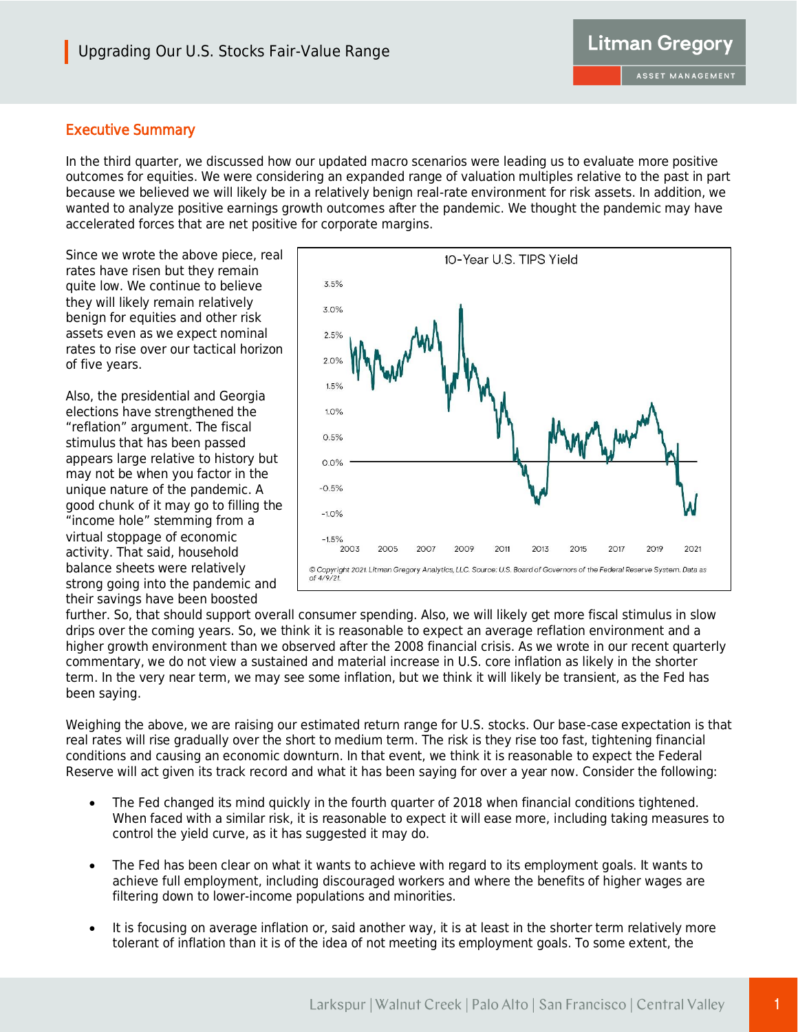## Executive Summary

In the third quarter, we discussed how our updated macro scenarios were leading us to evaluate more positive outcomes for equities. We were considering an expanded range of valuation multiples relative to the past in part because we believed we will likely be in a relatively benign real-rate environment for risk assets. In addition, we wanted to analyze positive earnings growth outcomes after the pandemic. We thought the pandemic may have accelerated forces that are net positive for corporate margins.

Since we wrote the above piece, real rates have risen but they remain quite low. We continue to believe they will likely remain relatively benign for equities and other risk assets even as we expect nominal rates to rise over our tactical horizon of five years.

10-Year U.S. TIPS Yield

© Copyright 2021. Litman Gregory Analytics, LLC. Source: U.S. Board of Governors of the Federal Reserve System. Data as of 4/9/21.

Also, the presidential and Georgia elections have strengthened the "reflation" argument. The fiscal stimulus that has been passed appears large relative to history but may not be when you factor in the unique nature of the pandemic. A good chunk of it may go to filling the "income hole" stemming from a virtual stoppage of economic activity. That said, household balance sheets were relatively strong going into the pandemic and their savings have been boosted further. So, that should support overall consumer spending. Also, we will likely get more fiscal stimulus in slow drips over the coming years. So, we think it is reasonable to expect an average reflation environment and a higher growth environment than we observed after the 2008 financial crisis. As we wrote in our recent quarterly commentary, we do not view a sustained and material increase in U.S. core inflation as likely in the shorter term. In the very near term, we may see some inflation, but we think it will likely be transient, as the Fed has been saying.

Weighing the above, we are raising our estimated return range for U.S. stocks. Our base-case expectation is that real rates will rise gradually over the short to medium term. The risk is they rise too fast, tightening financial conditions and causing an economic downturn. In that event, we think it is reasonable to expect the Federal Reserve will act given its track record and what it has been saying for over a year now. Consider the following:

- The Fed changed its mind quickly in the fourth quarter of 2018 when financial conditions tightened. When faced with a similar risk, it is reasonable to expect it will ease more, including taking measures to control the yield curve, as it has suggested it may do.
- The Fed has been clear on what it wants to achieve with regard to its employment goals. It wants to achieve full employment, including discouraged workers and where the benefits of higher wages are filtering down to lower-income populations and minorities.
- It is focusing on average inflation or, said another way, it is at least in the shorter term relatively more tolerant of inflation than it is of the idea of not meeting its employment goals. To some extent, the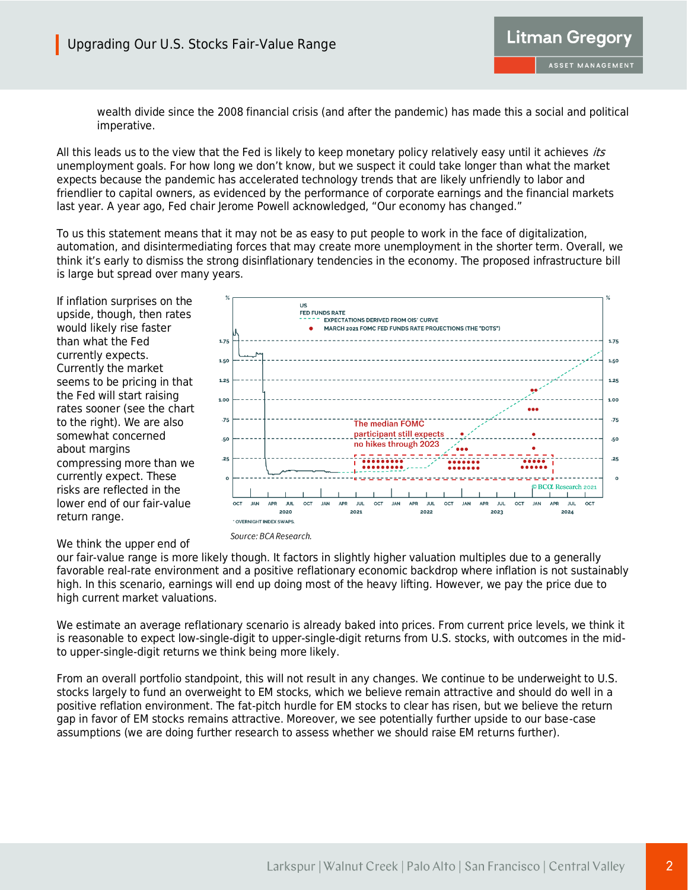wealth divide since the 2008 financial crisis (and after the pandemic) has made this a social and political imperative.

All this leads us to the view that the Fed is likely to keep monetary policy relatively easy until it achieves *its* unemployment goals. For how long we don't know, but we suspect it could take longer than what the market expects because the pandemic has accelerated technology trends that are likely unfriendly to labor and friendlier to capital owners, as evidenced by the performance of corporate earnings and the financial markets last year. A year ago, Fed chair Jerome Powell acknowledged, "Our economy has changed."

To us this statement means that it may not be as easy to put people to work in the face of digitalization, automation, and disintermediating forces that may create more unemployment in the shorter term. Overall, we think it's early to dismiss the strong disinflationary tendencies in the economy. The proposed infrastructure bill is large but spread over many years.

If inflation surprises on the upside, though, then rates would likely rise faster than what the Fed currently expects. Currently the market seems to be pricing in that the Fed will start raising rates sooner (see the chart to the right). We are also somewhat concerned about margins compressing more than we currently expect. These risks are reflected in the lower end of our fair-value return range.

*Source: BCA Research.*

We think the upper end of our fair-value range is more likely though. It factors in slightly higher valuation multiples due to a generally favorable real-rate environment and a positive reflationary economic backdrop where inflation is not sustainably high. In this scenario, earnings will end up doing most of the heavy lifting. However, we pay the price due to high current market valuations.

We estimate an average reflationary scenario is already baked into prices. From current price levels, we think it is reasonable to expect low-single-digit to upper-single-digit returns from U.S. stocks, with outcomes in the mid- to upper-single-digit returns we think being more likely.

From an overall portfolio standpoint, this will not result in any changes. We continue to be underweight to U.S. stocks largely to fund an overweight to EM stocks, which we believe remain attractive and should do well in a positive reflation environment. The fat-pitch hurdle for EM stocks to clear has risen, but we believe the return gap in favor of EM stocks remains attractive. Moreover, we see potentially further upside to our base-case assumptions (we are doing further research to assess whether we should raise EM returns further).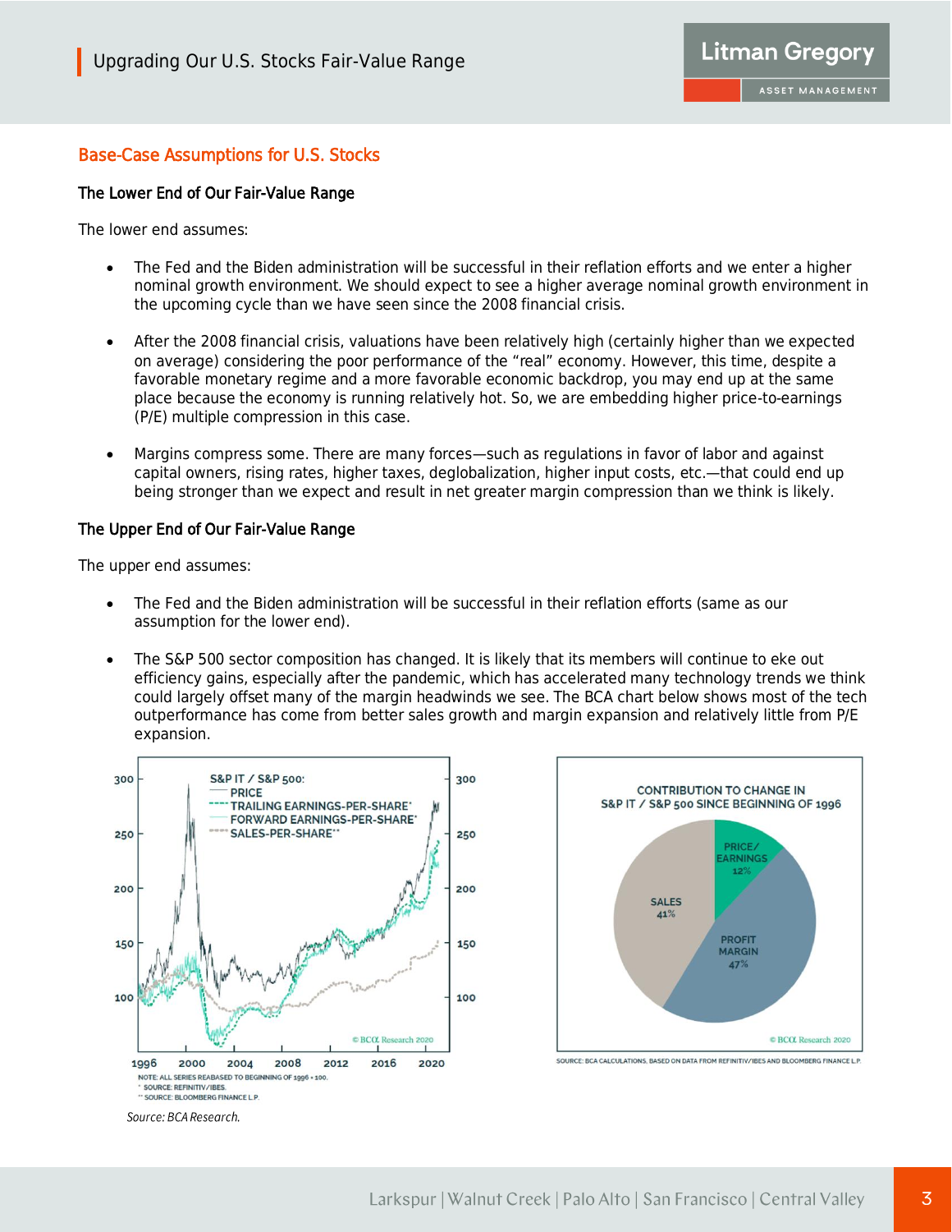## Base-Case Assumptions for U.S. Stocks

### The Lower End of Our Fair-Value Range

The lower end assumes:

- The Fed and the Biden administration will be successful in their reflation efforts and we enter a higher nominal growth environment. We should expect to see a higher average nominal growth environment in the upcoming cycle than we have seen since the 2008 financial crisis.
- After the 2008 financial crisis, valuations have been relatively high (certainly higher than we expected on average) considering the poor performance of the "real" economy. However, this time, despite a favorable monetary regime and a more favorable economic backdrop, you may end up at the same place because the economy is running relatively hot. So, we are embedding higher price-to-earnings (P/E) multiple compression in this case.
- Margins compress some. There are many forces—such as regulations in favor of labor and against capital owners, rising rates, higher taxes, deglobalization, higher input costs, etc.—that could end up being stronger than we expect and result in net greater margin compression than we think is likely.

### The Upper End of Our Fair-Value Range

The upper end assumes:

- The Fed and the Biden administration will be successful in their reflation efforts (same as our assumption for the lower end).
- The S&P 500 sector composition has changed. It is likely that its members will continue to eke out efficiency gains, especially after the pandemic, which has accelerated many technology trends we think could largely offset many of the margin headwinds we see. The BCA chart below shows most of the tech outperformance has come from better sales growth and margin expansion and relatively little from P/E expansion.

S&P IT / S&P 500: PRICE; TRAILING EARNINGS-PER-SHARE*; FORWARD EARNINGS-PER-SHARE*; SALES-PER-SHARE**

NOTE: ALL SERIES REBASED TO BEGINNING OF 1996 = 100.
* SOURCE: REFINITIV/IBES.
** SOURCE: BLOOMBERG FINANCE L.P.

CONTRIBUTION TO CHANGE IN S&P IT / S&P 500 SINCE BEGINNING OF 1996: PRICE/EARNINGS 12%; PROFIT MARGIN 47%; SALES 41%

SOURCE: BCA CALCULATIONS, BASED ON DATA FROM REFINITIV/IBES AND BLOOMBERG FINANCE L.P.

*Source: BCA Research.*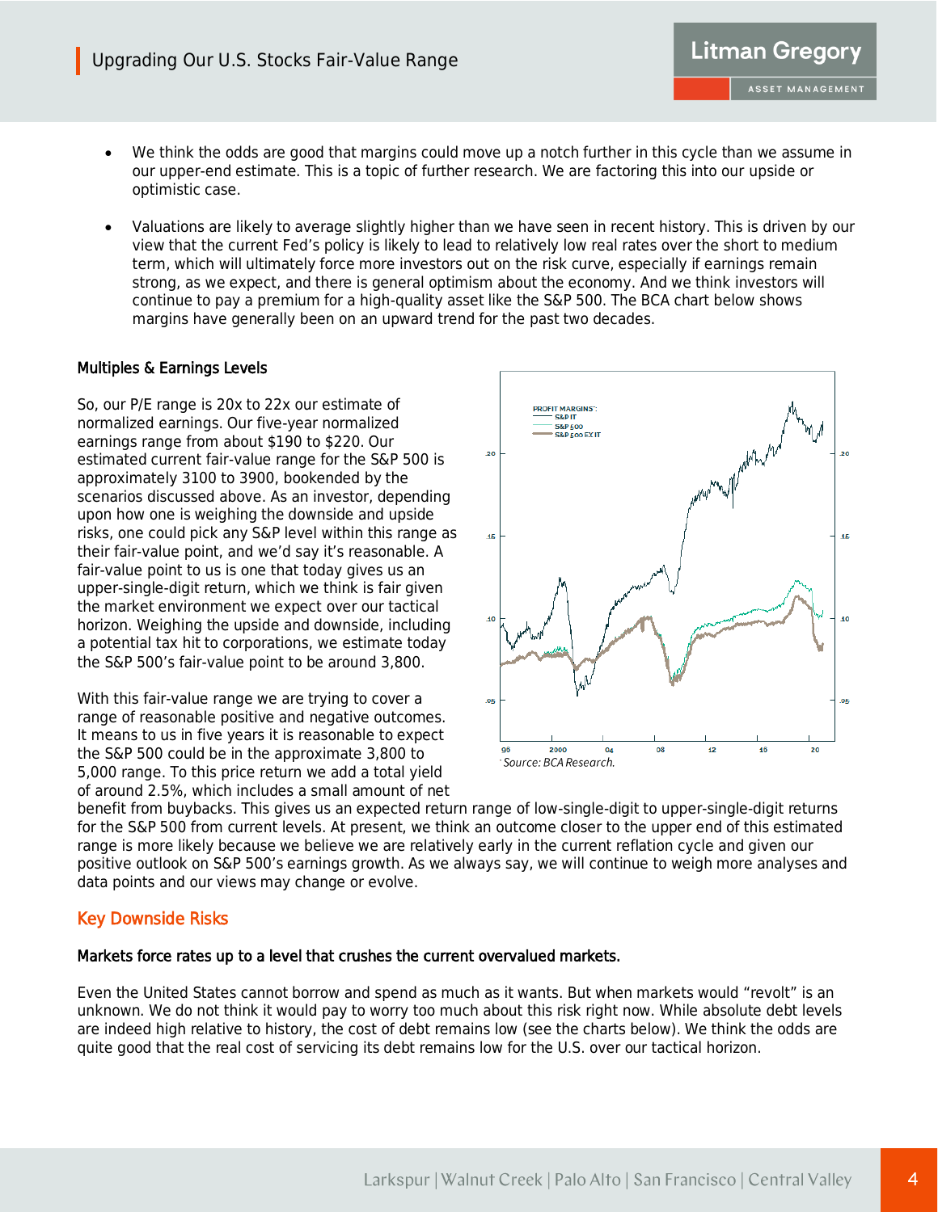- We think the odds are good that margins could move up a notch further in this cycle than we assume in our upper-end estimate. This is a topic of further research. We are factoring this into our upside or optimistic case.

- Valuations are likely to average slightly higher than we have seen in recent history. This is driven by our view that the current Fed's policy is likely to lead to relatively low real rates over the short to medium term, which will ultimately force more investors out on the risk curve, especially if earnings remain strong, as we expect, and there is general optimism about the economy. And we think investors will continue to pay a premium for a high-quality asset like the S&P 500. The BCA chart below shows margins have generally been on an upward trend for the past two decades.

**Multiples & Earnings Levels**

So, our P/E range is 20x to 22x our estimate of normalized earnings. Our five-year normalized earnings range from about $190 to $220. Our estimated current fair-value range for the S&P 500 is approximately 3100 to 3900, bookended by the scenarios discussed above. As an investor, depending upon how one is weighing the downside and upside risks, one could pick any S&P level within this range as their fair-value point, and we'd say it's reasonable. A fair-value point to us is one that today gives us an upper-single-digit return, which we think is fair given the market environment we expect over our tactical horizon. Weighing the upside and downside, including a potential tax hit to corporations, we estimate today the S&P 500's fair-value point to be around 3,800.

With this fair-value range we are trying to cover a range of reasonable positive and negative outcomes. It means to us in five years it is reasonable to expect the S&P 500 could be in the approximate 3,800 to 5,000 range. To this price return we add a total yield of around 2.5%, which includes a small amount of net benefit from buybacks. This gives us an expected return range of low-single-digit to upper-single-digit returns for the S&P 500 from current levels. At present, we think an outcome closer to the upper end of this estimated range is more likely because we believe we are relatively early in the current reflation cycle and given our positive outlook on S&P 500's earnings growth. As we always say, we will continue to weigh more analyses and data points and our views may change or evolve.

*Source: BCA Research.*

## Key Downside Risks

**Markets force rates up to a level that crushes the current overvalued markets.**

Even the United States cannot borrow and spend as much as it wants. But when markets would "revolt" is an unknown. We do not think it would pay to worry too much about this risk right now. While absolute debt levels are indeed high relative to history, the cost of debt remains low (see the charts below). We think the odds are quite good that the real cost of servicing its debt remains low for the U.S. over our tactical horizon.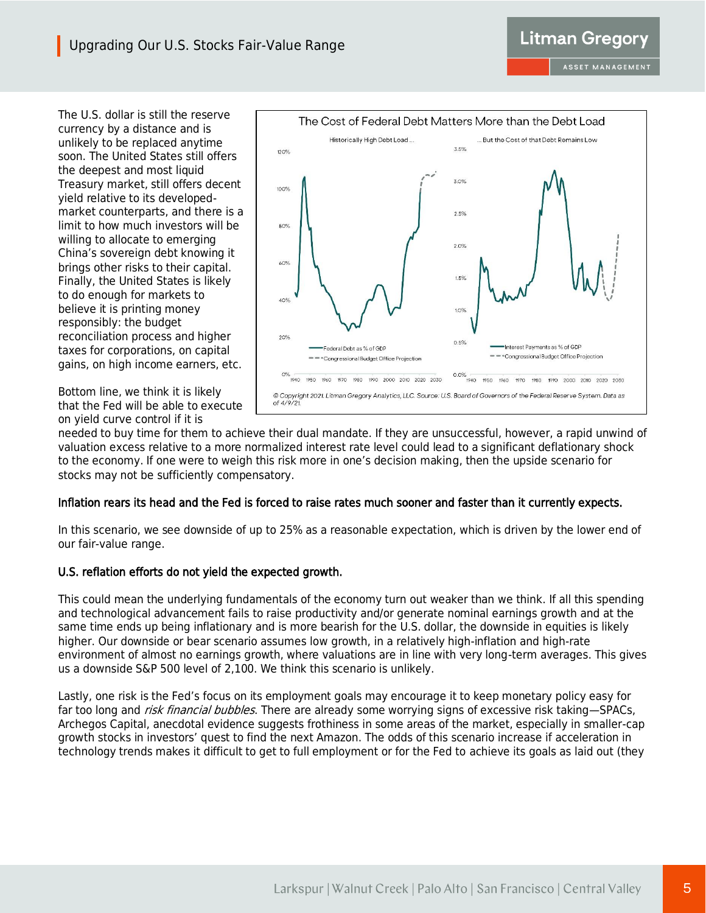The U.S. dollar is still the reserve currency by a distance and is unlikely to be replaced anytime soon. The United States still offers the deepest and most liquid Treasury market, still offers decent yield relative to its developed-market counterparts, and there is a limit to how much investors will be willing to allocate to emerging China's sovereign debt knowing it brings other risks to their capital. Finally, the United States is likely to do enough for markets to believe it is printing money responsibly: the budget reconciliation process and higher taxes for corporations, on capital gains, on high income earners, etc.

The Cost of Federal Debt Matters More than the Debt Load

Historically High Debt Load ... / ... But the Cost of that Debt Remains Low

© Copyright 2021. Litman Gregory Analytics, LLC. Source: U.S. Board of Governors of the Federal Reserve System. Data as of 4/9/21.

Bottom line, we think it is likely that the Fed will be able to execute on yield curve control if it is needed to buy time for them to achieve their dual mandate. If they are unsuccessful, however, a rapid unwind of valuation excess relative to a more normalized interest rate level could lead to a significant deflationary shock to the economy. If one were to weigh this risk more in one's decision making, then the upside scenario for stocks may not be sufficiently compensatory.

**Inflation rears its head and the Fed is forced to raise rates much sooner and faster than it currently expects.**

In this scenario, we see downside of up to 25% as a reasonable expectation, which is driven by the lower end of our fair-value range.

**U.S. reflation efforts do not yield the expected growth.**

This could mean the underlying fundamentals of the economy turn out weaker than we think. If all this spending and technological advancement fails to raise productivity and/or generate nominal earnings growth and at the same time ends up being inflationary and is more bearish for the U.S. dollar, the downside in equities is likely higher. Our downside or bear scenario assumes low growth, in a relatively high-inflation and high-rate environment of almost no earnings growth, where valuations are in line with very long-term averages. This gives us a downside S&P 500 level of 2,100. We think this scenario is unlikely.

Lastly, one risk is the Fed's focus on its employment goals may encourage it to keep monetary policy easy for far too long and *risk financial bubbles*. There are already some worrying signs of excessive risk taking—SPACs, Archegos Capital, anecdotal evidence suggests frothiness in some areas of the market, especially in smaller-cap growth stocks in investors' quest to find the next Amazon. The odds of this scenario increase if acceleration in technology trends makes it difficult to get to full employment or for the Fed to achieve its goals as laid out (they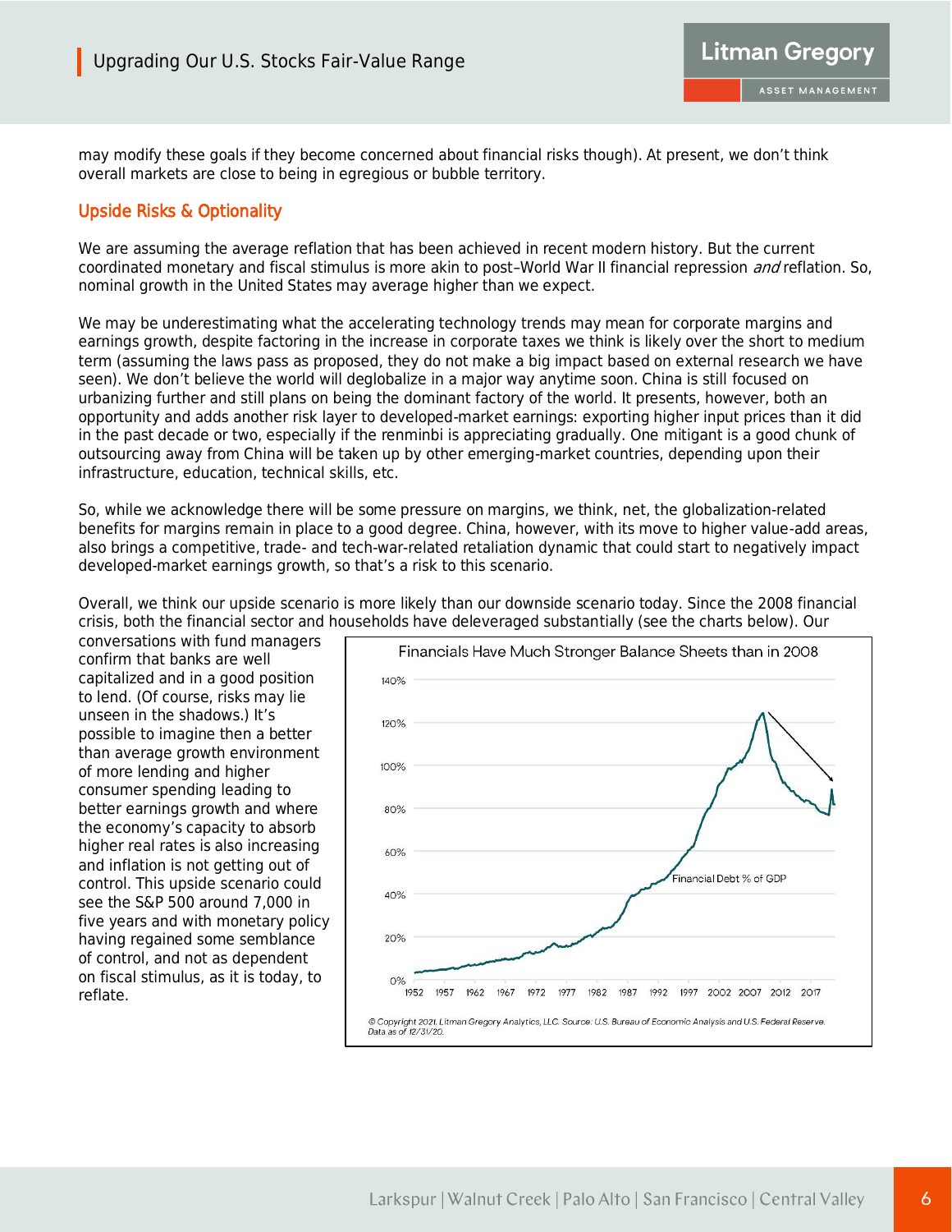may modify these goals if they become concerned about financial risks though). At present, we don't think overall markets are close to being in egregious or bubble territory.

## Upside Risks & Optionality

We are assuming the average reflation that has been achieved in recent modern history. But the current coordinated monetary and fiscal stimulus is more akin to post–World War II financial repression *and* reflation. So, nominal growth in the United States may average higher than we expect.

We may be underestimating what the accelerating technology trends may mean for corporate margins and earnings growth, despite factoring in the increase in corporate taxes we think is likely over the short to medium term (assuming the laws pass as proposed, they do not make a big impact based on external research we have seen). We don't believe the world will deglobalize in a major way anytime soon. China is still focused on urbanizing further and still plans on being the dominant factory of the world. It presents, however, both an opportunity and adds another risk layer to developed-market earnings: exporting higher input prices than it did in the past decade or two, especially if the renminbi is appreciating gradually. One mitigant is a good chunk of outsourcing away from China will be taken up by other emerging-market countries, depending upon their infrastructure, education, technical skills, etc.

So, while we acknowledge there will be some pressure on margins, we think, net, the globalization-related benefits for margins remain in place to a good degree. China, however, with its move to higher value-add areas, also brings a competitive, trade- and tech-war-related retaliation dynamic that could start to negatively impact developed-market earnings growth, so that's a risk to this scenario.

Overall, we think our upside scenario is more likely than our downside scenario today. Since the 2008 financial crisis, both the financial sector and households have deleveraged substantially (see the charts below). Our conversations with fund managers confirm that banks are well capitalized and in a good position to lend. (Of course, risks may lie unseen in the shadows.) It's possible to imagine then a better than average growth environment of more lending and higher consumer spending leading to better earnings growth and where the economy's capacity to absorb higher real rates is also increasing and inflation is not getting out of control. This upside scenario could see the S&P 500 around 7,000 in five years and with monetary policy having regained some semblance of control, and not as dependent on fiscal stimulus, as it is today, to reflate.

**Financials Have Much Stronger Balance Sheets than in 2008**

© Copyright 2021. Litman Gregory Analytics, LLC. Source: U.S. Bureau of Economic Analysis and U.S. Federal Reserve. Data as of 12/31/20.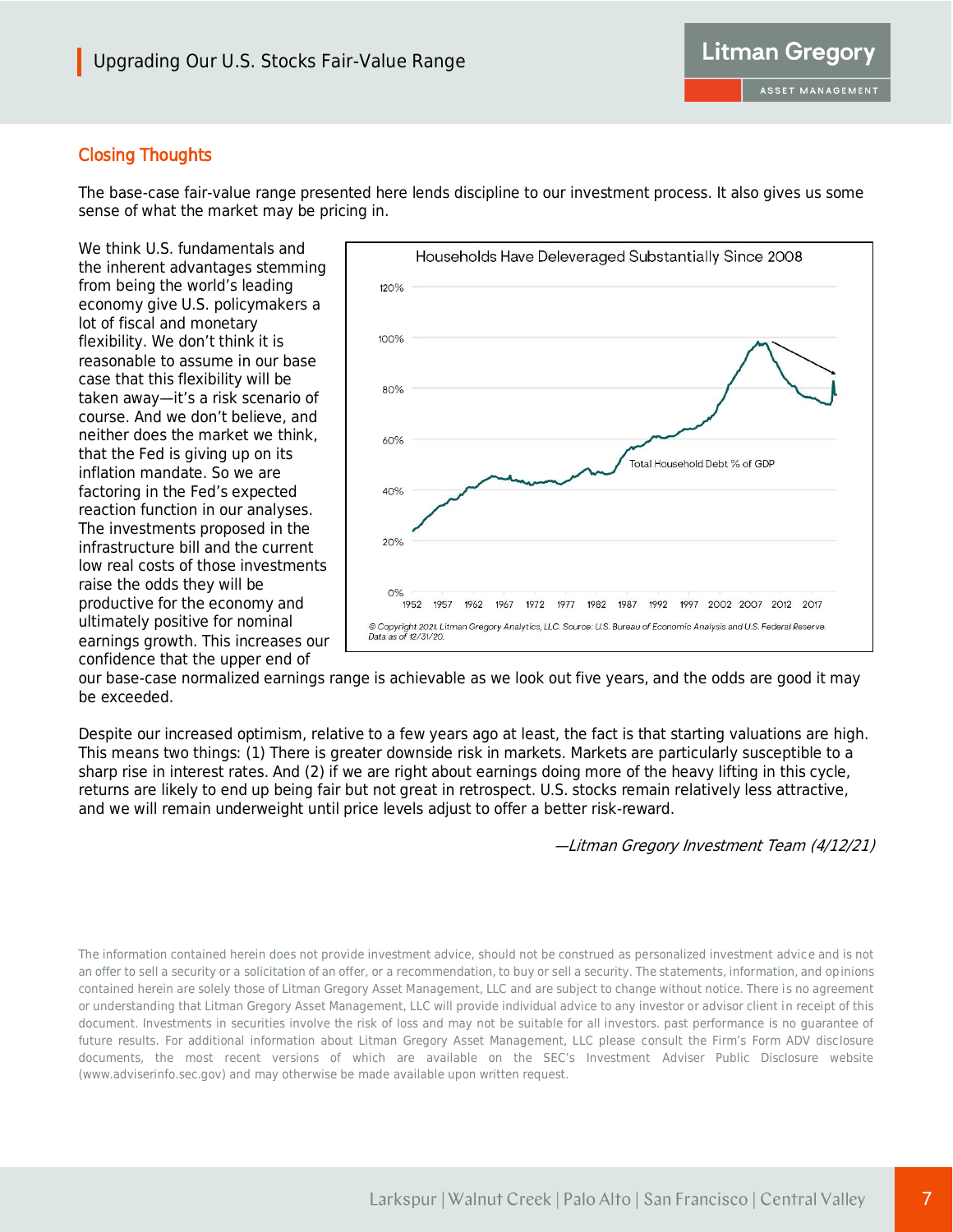## Closing Thoughts

The base-case fair-value range presented here lends discipline to our investment process. It also gives us some sense of what the market may be pricing in.

We think U.S. fundamentals and the inherent advantages stemming from being the world's leading economy give U.S. policymakers a lot of fiscal and monetary flexibility. We don't think it is reasonable to assume in our base case that this flexibility will be taken away—it's a risk scenario of course. And we don't believe, and neither does the market we think, that the Fed is giving up on its inflation mandate. So we are factoring in the Fed's expected reaction function in our analyses. The investments proposed in the infrastructure bill and the current low real costs of those investments raise the odds they will be productive for the economy and ultimately positive for nominal earnings growth. This increases our confidence that the upper end of our base-case normalized earnings range is achievable as we look out five years, and the odds are good it may be exceeded.

Households Have Deleveraged Substantially Since 2008

120%
100%
80%
60%
40%
20%
0%

1952 1957 1962 1967 1972 1977 1982 1987 1992 1997 2002 2007 2012 2017

Total Household Debt % of GDP

© Copyright 2021, Litman Gregory Analytics, LLC. Source: U.S. Bureau of Economic Analysis and U.S. Federal Reserve. Data as of 12/31/20.

Despite our increased optimism, relative to a few years ago at least, the fact is that starting valuations are high. This means two things: (1) There is greater downside risk in markets. Markets are particularly susceptible to a sharp rise in interest rates. And (2) if we are right about earnings doing more of the heavy lifting in this cycle, returns are likely to end up being fair but not great in retrospect. U.S. stocks remain relatively less attractive, and we will remain underweight until price levels adjust to offer a better risk-reward.

*—Litman Gregory Investment Team (4/12/21)*

The information contained herein does not provide investment advice, should not be construed as personalized investment advice and is not an offer to sell a security or a solicitation of an offer, or a recommendation, to buy or sell a security. The statements, information, and opinions contained herein are solely those of Litman Gregory Asset Management, LLC and are subject to change without notice. There is no agreement or understanding that Litman Gregory Asset Management, LLC will provide individual advice to any investor or advisor client in receipt of this document. Investments in securities involve the risk of loss and may not be suitable for all investors. past performance is no guarantee of future results. For additional information about Litman Gregory Asset Management, LLC please consult the Firm's Form ADV disclosure documents, the most recent versions of which are available on the SEC's Investment Adviser Public Disclosure website (www.adviserinfo.sec.gov) and may otherwise be made available upon written request.